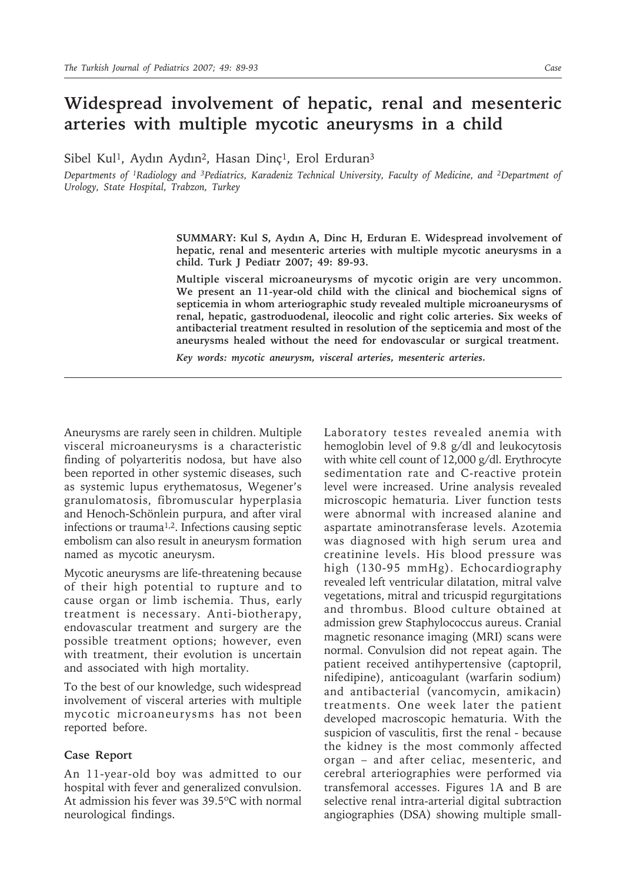# Widespread involvement of hepatic, renal and mesenteric arteries with multiple mycotic aneurysms in a child

Sibel Kul[1], Aydın Aydın[2], Hasan Dinç[1], Erol Erduran[3]

*Departments of [1]Radiology and [3]Pediatrics, Karadeniz Technical University, Faculty of Medicine, and [2]Department of Urology, State Hospital, Trabzon, Turkey*

**SUMMARY: Kul S, Aydın A, Dinc H, Erduran E. Widespread involvement of hepatic, renal and mesenteric arteries with multiple mycotic aneurysms in a child. Turk J Pediatr 2007; 49: 89-93.**

**Multiple visceral microaneurysms of mycotic origin are very uncommon. We present an 11-year-old child with the clinical and biochemical signs of septicemia in whom arteriographic study revealed multiple microaneurysms of renal, hepatic, gastroduodenal, ileocolic and right colic arteries. Six weeks of antibacterial treatment resulted in resolution of the septicemia and most of the aneurysms healed without the need for endovascular or surgical treatment.**

***Key words: mycotic aneurysm, visceral arteries, mesenteric arteries.***

Aneurysms are rarely seen in children. Multiple visceral microaneurysms is a characteristic finding of polyarteritis nodosa, but have also been reported in other systemic diseases, such as systemic lupus erythematosus, Wegener's granulomatosis, fibromuscular hyperplasia and Henoch-Schönlein purpura, and after viral infections or trauma[1,2]. Infections causing septic embolism can also result in aneurysm formation named as mycotic aneurysm.

Mycotic aneurysms are life-threatening because of their high potential to rupture and to cause organ or limb ischemia. Thus, early treatment is necessary. Anti-biotherapy, endovascular treatment and surgery are the possible treatment options; however, even with treatment, their evolution is uncertain and associated with high mortality.

To the best of our knowledge, such widespread involvement of visceral arteries with multiple mycotic microaneurysms has not been reported before.

## Case Report

An 11-year-old boy was admitted to our hospital with fever and generalized convulsion. At admission his fever was 39.5°C with normal neurological findings.

Laboratory testes revealed anemia with hemoglobin level of 9.8 g/dl and leukocytosis with white cell count of 12,000 g/dl. Erythrocyte sedimentation rate and C-reactive protein level were increased. Urine analysis revealed microscopic hematuria. Liver function tests were abnormal with increased alanine and aspartate aminotransferase levels. Azotemia was diagnosed with high serum urea and creatinine levels. His blood pressure was high (130-95 mmHg). Echocardiography revealed left ventricular dilatation, mitral valve vegetations, mitral and tricuspid regurgitations and thrombus. Blood culture obtained at admission grew Staphylococcus aureus. Cranial magnetic resonance imaging (MRI) scans were normal. Convulsion did not repeat again. The patient received antihypertensive (captopril, nifedipine), anticoagulant (warfarin sodium) and antibacterial (vancomycin, amikacin) treatments. One week later the patient developed macroscopic hematuria. With the suspicion of vasculitis, first the renal - because the kidney is the most commonly affected organ – and after celiac, mesenteric, and cerebral arteriographies were performed via transfemoral accesses. Figures 1A and B are selective renal intra-arterial digital subtraction angiographies (DSA) showing multiple small-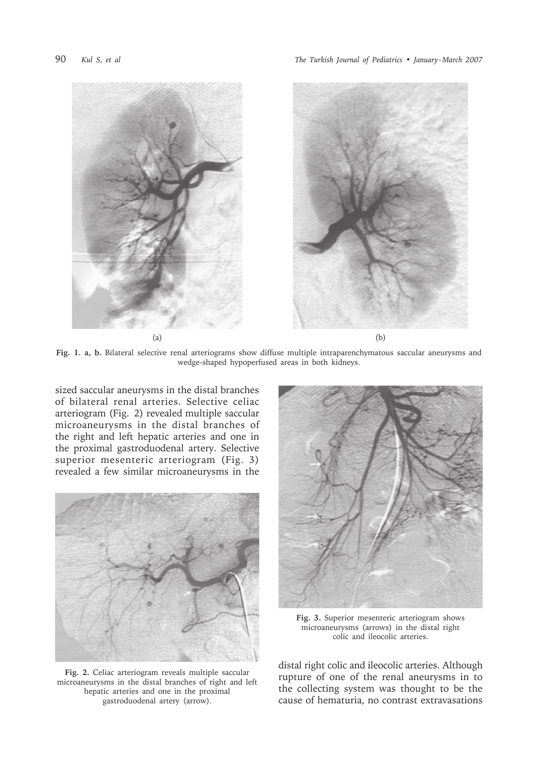Fig. 1. a, b. Bilateral selective renal arteriograms show diffuse multiple intraparenchymatous saccular aneurysms and wedge-shaped hypoperfused areas in both kidneys.

sized saccular aneurysms in the distal branches of bilateral renal arteries. Selective celiac arteriogram (Fig. 2) revealed multiple saccular microaneurysms in the distal branches of the right and left hepatic arteries and one in the proximal gastroduodenal artery. Selective superior mesenteric arteriogram (Fig. 3) revealed a few similar microaneurysms in the distal right colic and ileocolic arteries. Although rupture of one of the renal aneurysms in to the collecting system was thought to be the cause of hematuria, no contrast extravasations

Fig. 2. Celiac arteriogram reveals multiple saccular microaneurysms in the distal branches of right and left hepatic arteries and one in the proximal gastroduodenal artery (arrow).

Fig. 3. Superior mesenteric arteriogram shows microaneurysms (arrows) in the distal right colic and ileocolic arteries.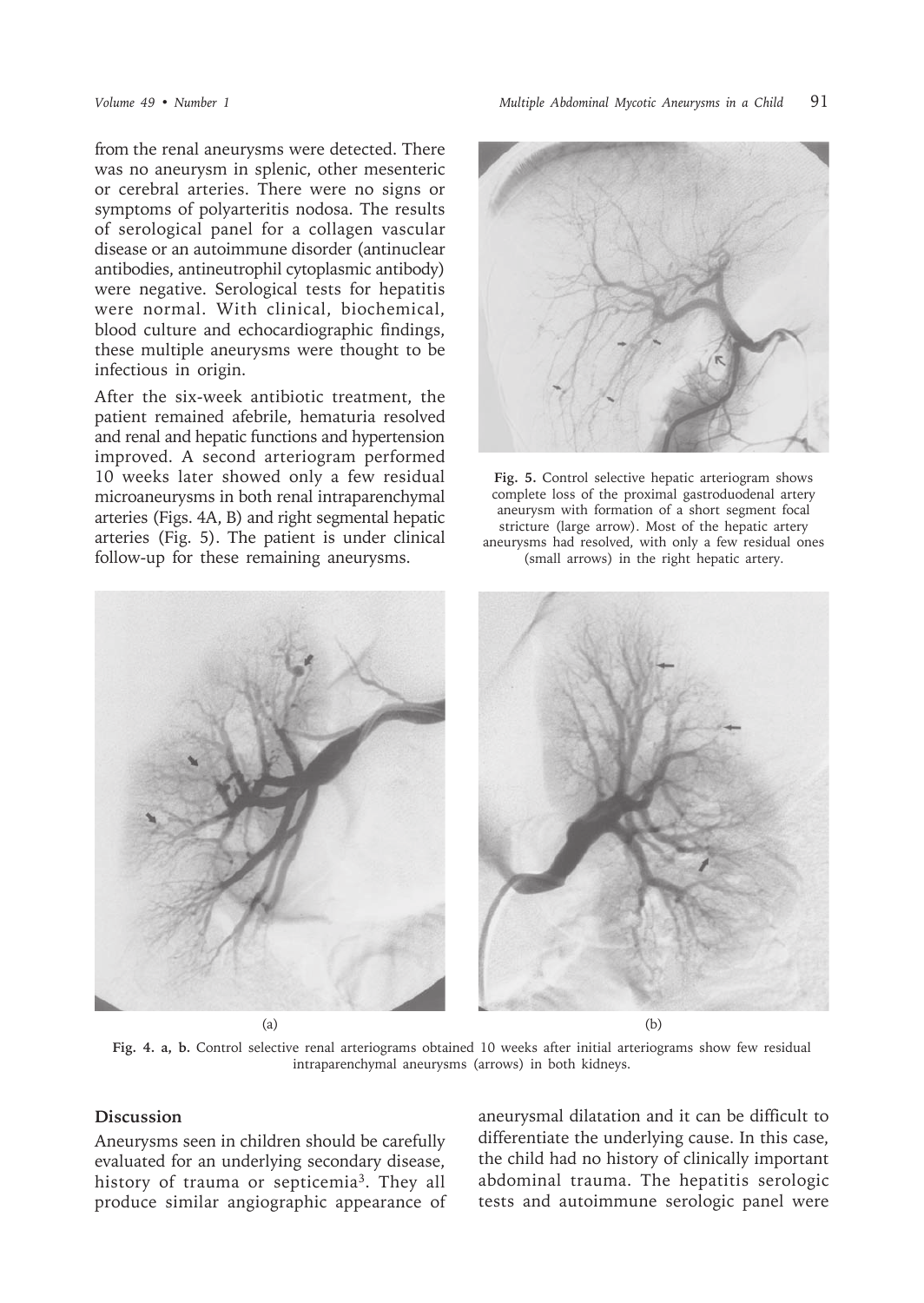from the renal aneurysms were detected. There was no aneurysm in splenic, other mesenteric or cerebral arteries. There were no signs or symptoms of polyarteritis nodosa. The results of serological panel for a collagen vascular disease or an autoimmune disorder (antinuclear antibodies, antineutrophil cytoplasmic antibody) were negative. Serological tests for hepatitis were normal. With clinical, biochemical, blood culture and echocardiographic findings, these multiple aneurysms were thought to be infectious in origin.

After the six-week antibiotic treatment, the patient remained afebrile, hematuria resolved and renal and hepatic functions and hypertension improved. A second arteriogram performed 10 weeks later showed only a few residual microaneurysms in both renal intraparenchymal arteries (Figs. 4A, B) and right segmental hepatic arteries (Fig. 5). The patient is under clinical follow-up for these remaining aneurysms.

**Fig. 5.** Control selective hepatic arteriogram shows complete loss of the proximal gastroduodenal artery aneurysm with formation of a short segment focal stricture (large arrow). Most of the hepatic artery aneurysms had resolved, with only a few residual ones (small arrows) in the right hepatic artery.

(a)

(b)

**Fig. 4. a, b.** Control selective renal arteriograms obtained 10 weeks after initial arteriograms show few residual intraparenchymal aneurysms (arrows) in both kidneys.

## Discussion

Aneurysms seen in children should be carefully evaluated for an underlying secondary disease, history of trauma or septicemia[3]. They all produce similar angiographic appearance of aneurysmal dilatation and it can be difficult to differentiate the underlying cause. In this case, the child had no history of clinically important abdominal trauma. The hepatitis serologic tests and autoimmune serologic panel were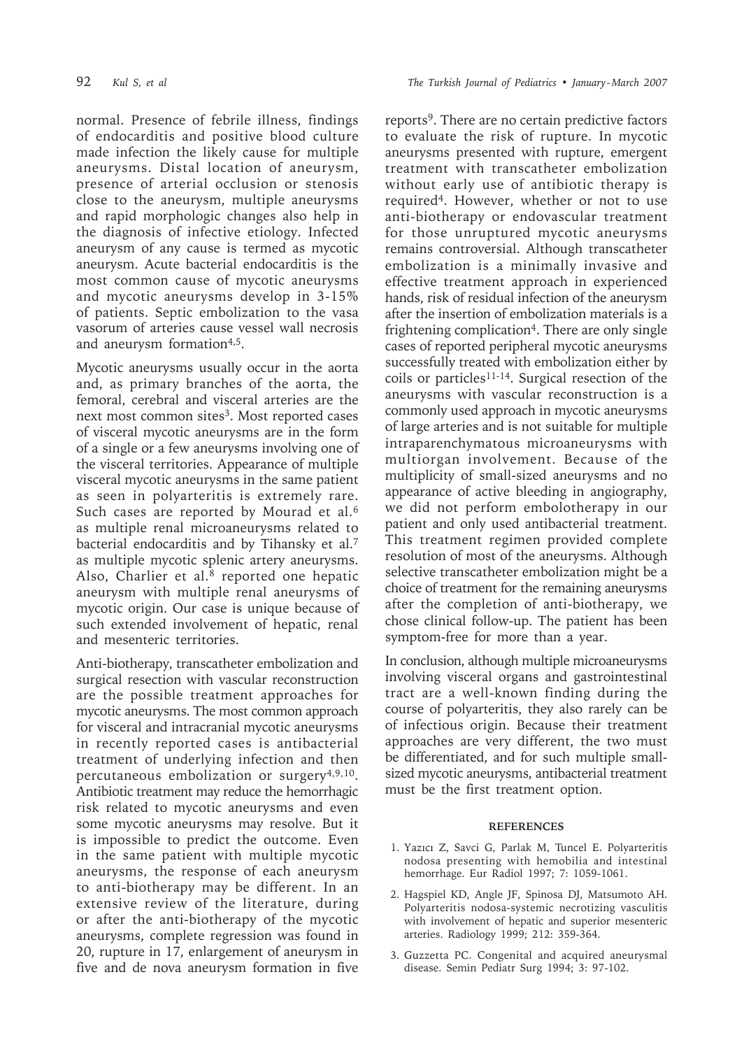normal. Presence of febrile illness, findings of endocarditis and positive blood culture made infection the likely cause for multiple aneurysms. Distal location of aneurysm, presence of arterial occlusion or stenosis close to the aneurysm, multiple aneurysms and rapid morphologic changes also help in the diagnosis of infective etiology. Infected aneurysm of any cause is termed as mycotic aneurysm. Acute bacterial endocarditis is the most common cause of mycotic aneurysms and mycotic aneurysms develop in 3-15% of patients. Septic embolization to the vasa vasorum of arteries cause vessel wall necrosis and aneurysm formation[4,5].

Mycotic aneurysms usually occur in the aorta and, as primary branches of the aorta, the femoral, cerebral and visceral arteries are the next most common sites[3]. Most reported cases of visceral mycotic aneurysms are in the form of a single or a few aneurysms involving one of the visceral territories. Appearance of multiple visceral mycotic aneurysms in the same patient as seen in polyarteritis is extremely rare. Such cases are reported by Mourad et al.[6] as multiple renal microaneurysms related to bacterial endocarditis and by Tihansky et al.[7] as multiple mycotic splenic artery aneurysms. Also, Charlier et al.[8] reported one hepatic aneurysm with multiple renal aneurysms of mycotic origin. Our case is unique because of such extended involvement of hepatic, renal and mesenteric territories.

Anti-biotherapy, transcatheter embolization and surgical resection with vascular reconstruction are the possible treatment approaches for mycotic aneurysms. The most common approach for visceral and intracranial mycotic aneurysms in recently reported cases is antibacterial treatment of underlying infection and then percutaneous embolization or surgery[4,9,10]. Antibiotic treatment may reduce the hemorrhagic risk related to mycotic aneurysms and even some mycotic aneurysms may resolve. But it is impossible to predict the outcome. Even in the same patient with multiple mycotic aneurysms, the response of each aneurysm to anti-biotherapy may be different. In an extensive review of the literature, during or after the anti-biotherapy of the mycotic aneurysms, complete regression was found in 20, rupture in 17, enlargement of aneurysm in five and de nova aneurysm formation in five reports[9]. There are no certain predictive factors to evaluate the risk of rupture. In mycotic aneurysms presented with rupture, emergent treatment with transcatheter embolization without early use of antibiotic therapy is required[4]. However, whether or not to use anti-biotherapy or endovascular treatment for those unruptured mycotic aneurysms remains controversial. Although transcatheter embolization is a minimally invasive and effective treatment approach in experienced hands, risk of residual infection of the aneurysm after the insertion of embolization materials is a frightening complication[4]. There are only single cases of reported peripheral mycotic aneurysms successfully treated with embolization either by coils or particles[11-14]. Surgical resection of the aneurysms with vascular reconstruction is a commonly used approach in mycotic aneurysms of large arteries and is not suitable for multiple intraparenchymatous microaneurysms with multiorgan involvement. Because of the multiplicity of small-sized aneurysms and no appearance of active bleeding in angiography, we did not perform embolotherapy in our patient and only used antibacterial treatment. This treatment regimen provided complete resolution of most of the aneurysms. Although selective transcatheter embolization might be a choice of treatment for the remaining aneurysms after the completion of anti-biotherapy, we chose clinical follow-up. The patient has been symptom-free for more than a year.

In conclusion, although multiple microaneurysms involving visceral organs and gastrointestinal tract are a well-known finding during the course of polyarteritis, they also rarely can be of infectious origin. Because their treatment approaches are very different, the two must be differentiated, and for such multiple small-sized mycotic aneurysms, antibacterial treatment must be the first treatment option.

## REFERENCES

1. Yazıcı Z, Savci G, Parlak M, Tuncel E. Polyarteritis nodosa presenting with hemobilia and intestinal hemorrhage. Eur Radiol 1997; 7: 1059-1061.
2. Hagspiel KD, Angle JF, Spinosa DJ, Matsumoto AH. Polyarteritis nodosa-systemic necrotizing vasculitis with involvement of hepatic and superior mesenteric arteries. Radiology 1999; 212: 359-364.
3. Guzzetta PC. Congenital and acquired aneurysmal disease. Semin Pediatr Surg 1994; 3: 97-102.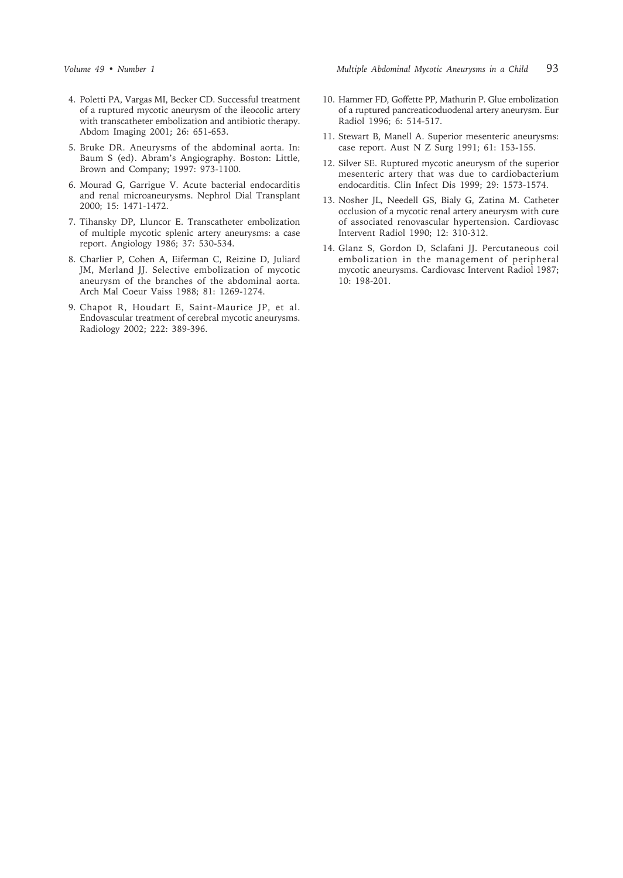4. Poletti PA, Vargas MI, Becker CD. Successful treatment of a ruptured mycotic aneurysm of the ileocolic artery with transcatheter embolization and antibiotic therapy. Abdom Imaging 2001; 26: 651-653.
5. Bruke DR. Aneurysms of the abdominal aorta. In: Baum S (ed). Abram's Angiography. Boston: Little, Brown and Company; 1997: 973-1100.
6. Mourad G, Garrigue V. Acute bacterial endocarditis and renal microaneurysms. Nephrol Dial Transplant 2000; 15: 1471-1472.
7. Tihansky DP, Lluncor E. Transcatheter embolization of multiple mycotic splenic artery aneurysms: a case report. Angiology 1986; 37: 530-534.
8. Charlier P, Cohen A, Eiferman C, Reizine D, Juliard JM, Merland JJ. Selective embolization of mycotic aneurysm of the branches of the abdominal aorta. Arch Mal Coeur Vaiss 1988; 81: 1269-1274.
9. Chapot R, Houdart E, Saint-Maurice JP, et al. Endovascular treatment of cerebral mycotic aneurysms. Radiology 2002; 222: 389-396.
10. Hammer FD, Goffette PP, Mathurin P. Glue embolization of a ruptured pancreaticoduodenal artery aneurysm. Eur Radiol 1996; 6: 514-517.
11. Stewart B, Manell A. Superior mesenteric aneurysms: case report. Aust N Z Surg 1991; 61: 153-155.
12. Silver SE. Ruptured mycotic aneurysm of the superior mesenteric artery that was due to cardiobacterium endocarditis. Clin Infect Dis 1999; 29: 1573-1574.
13. Nosher JL, Needell GS, Bialy G, Zatina M. Catheter occlusion of a mycotic renal artery aneurysm with cure of associated renovascular hypertension. Cardiovasc Intervent Radiol 1990; 12: 310-312.
14. Glanz S, Gordon D, Sclafani JJ. Percutaneous coil embolization in the management of peripheral mycotic aneurysms. Cardiovasc Intervent Radiol 1987; 10: 198-201.